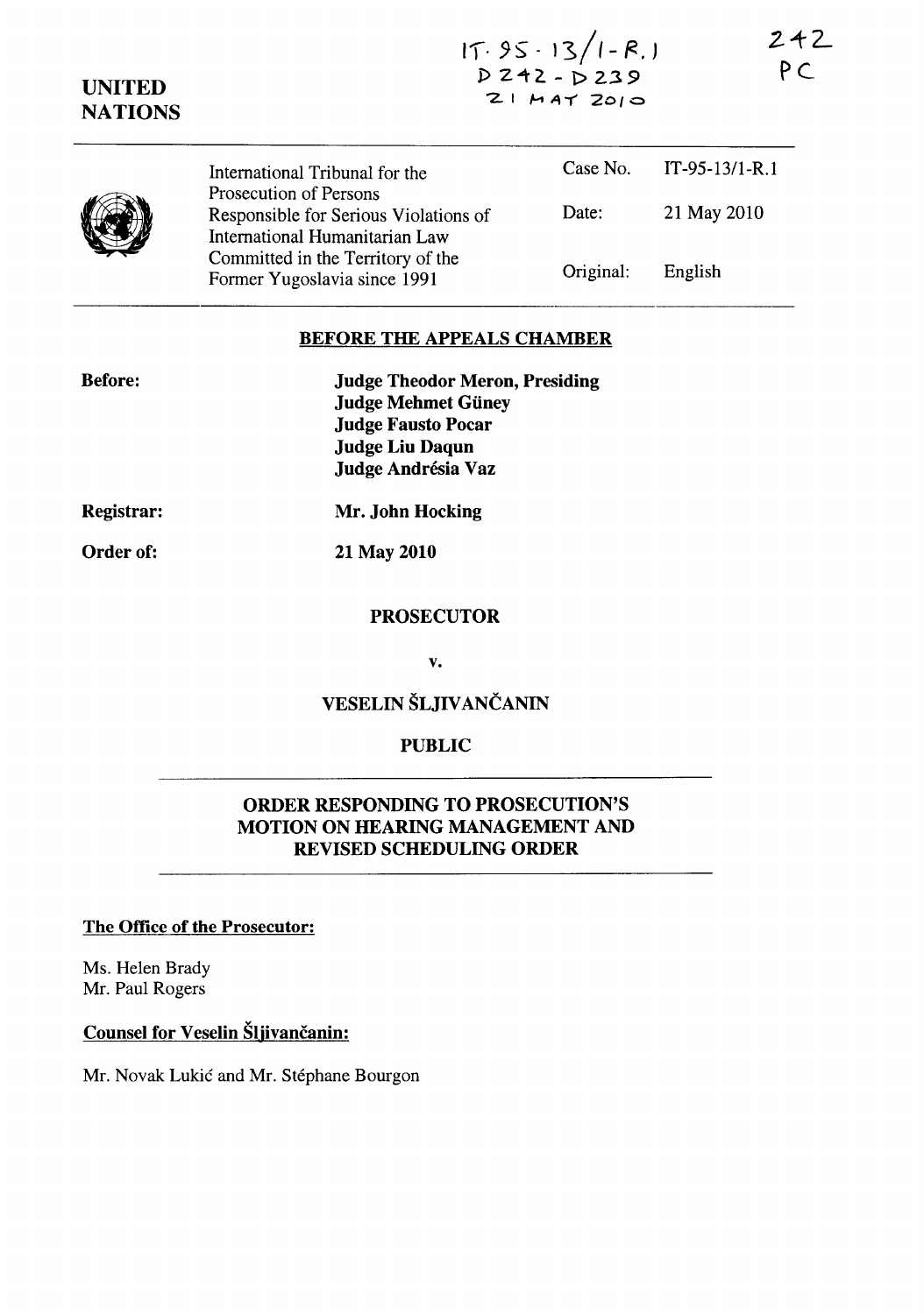IT-95-13/1-R.1
D242 - D239
21 MAY 2010

242
PC

UNITED NATIONS

| International Tribunal for the Prosecution of Persons Responsible for Serious Violations of International Humanitarian Law Committed in the Territory of the Former Yugoslavia since 1991 | Case No. | IT-95-13/1-R.1 |
|---|---|---|
| | Date: | 21 May 2010 |
| | Original: | English |

## BEFORE THE APPEALS CHAMBER

**Before:**

**Judge Theodor Meron, Presiding**
**Judge Mehmet Güney**
**Judge Fausto Pocar**
**Judge Liu Daqun**
**Judge Andrésia Vaz**

**Registrar:** **Mr. John Hocking**

**Order of:** **21 May 2010**

**PROSECUTOR**

**v.**

**VESELIN ŠLJIVANČANIN**

**PUBLIC**

## ORDER RESPONDING TO PROSECUTION'S MOTION ON HEARING MANAGEMENT AND REVISED SCHEDULING ORDER

**The Office of the Prosecutor:**

Ms. Helen Brady
Mr. Paul Rogers

**Counsel for Veselin Šljivančanin:**

Mr. Novak Lukić and Mr. Stéphane Bourgon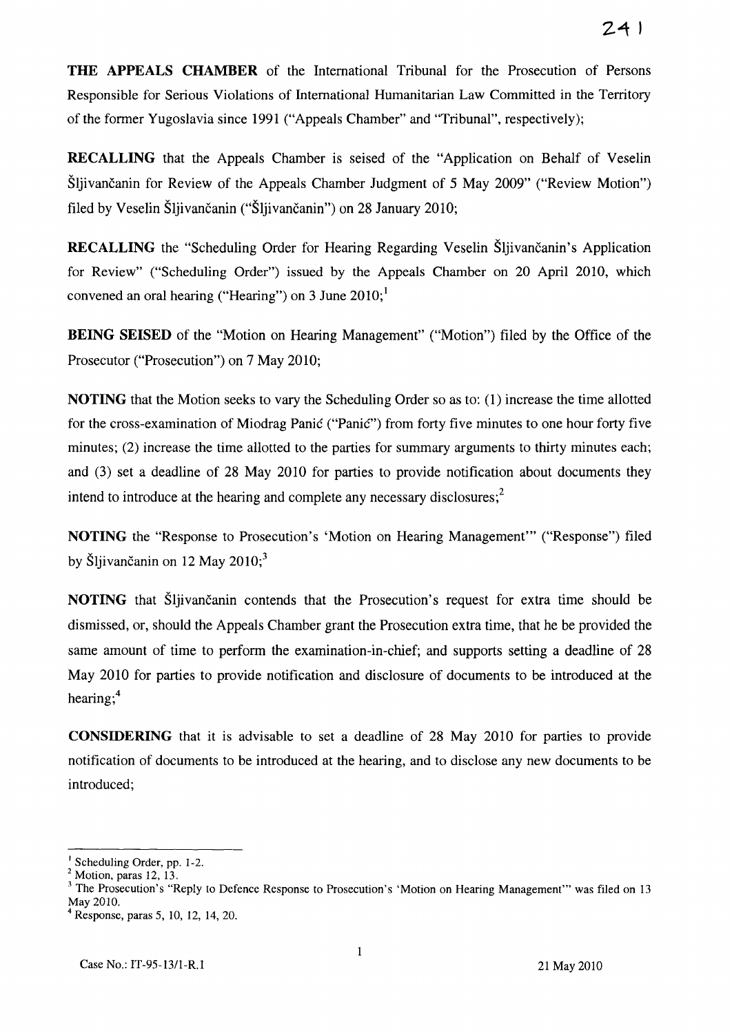**THE APPEALS CHAMBER** of the International Tribunal for the Prosecution of Persons Responsible for Serious Violations of International Humanitarian Law Committed in the Territory of the former Yugoslavia since 1991 ("Appeals Chamber" and "Tribunal", respectively);

**RECALLING** that the Appeals Chamber is seised of the "Application on Behalf of Veselin Šljivančanin for Review of the Appeals Chamber Judgment of 5 May 2009" ("Review Motion") filed by Veselin Šljivančanin ("Šljivančanin") on 28 January 2010;

**RECALLING** the "Scheduling Order for Hearing Regarding Veselin Šljivančanin's Application for Review" ("Scheduling Order") issued by the Appeals Chamber on 20 April 2010, which convened an oral hearing ("Hearing") on 3 June 2010;[1]

**BEING SEISED** of the "Motion on Hearing Management" ("Motion") filed by the Office of the Prosecutor ("Prosecution") on 7 May 2010;

**NOTING** that the Motion seeks to vary the Scheduling Order so as to: (1) increase the time allotted for the cross-examination of Miodrag Panić ("Panić") from forty five minutes to one hour forty five minutes; (2) increase the time allotted to the parties for summary arguments to thirty minutes each; and (3) set a deadline of 28 May 2010 for parties to provide notification about documents they intend to introduce at the hearing and complete any necessary disclosures;[2]

**NOTING** the "Response to Prosecution's 'Motion on Hearing Management'" ("Response") filed by Šljivančanin on 12 May 2010;[3]

**NOTING** that Šljivančanin contends that the Prosecution's request for extra time should be dismissed, or, should the Appeals Chamber grant the Prosecution extra time, that he be provided the same amount of time to perform the examination-in-chief; and supports setting a deadline of 28 May 2010 for parties to provide notification and disclosure of documents to be introduced at the hearing;[4]

**CONSIDERING** that it is advisable to set a deadline of 28 May 2010 for parties to provide notification of documents to be introduced at the hearing, and to disclose any new documents to be introduced;

---

[1] Scheduling Order, pp. 1-2.

[2] Motion, paras 12, 13.

[3] The Prosecution's "Reply to Defence Response to Prosecution's 'Motion on Hearing Management'" was filed on 13 May 2010.

[4] Response, paras 5, 10, 12, 14, 20.

Case No.: IT-95-13/1-R.1 21 May 2010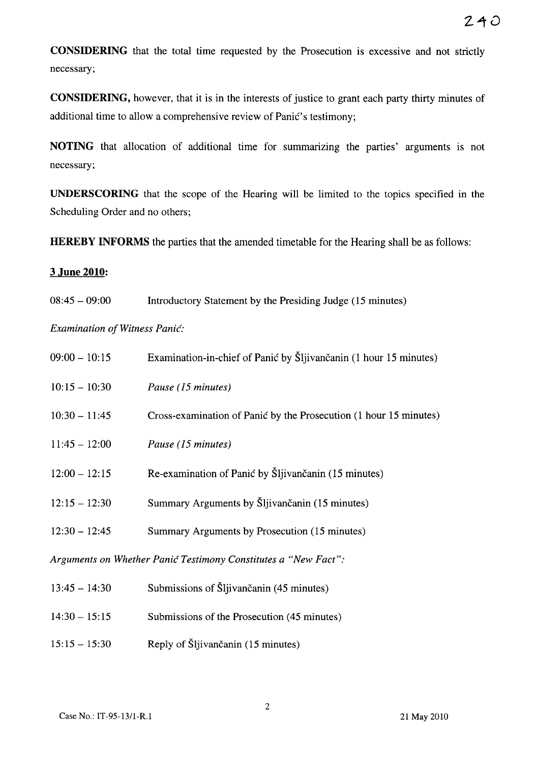**CONSIDERING** that the total time requested by the Prosecution is excessive and not strictly necessary;

**CONSIDERING,** however, that it is in the interests of justice to grant each party thirty minutes of additional time to allow a comprehensive review of Panić's testimony;

**NOTING** that allocation of additional time for summarizing the parties' arguments is not necessary;

**UNDERSCORING** that the scope of the Hearing will be limited to the topics specified in the Scheduling Order and no others;

**HEREBY INFORMS** the parties that the amended timetable for the Hearing shall be as follows:

**3 June 2010:**

08:45 – 09:00 Introductory Statement by the Presiding Judge (15 minutes)

*Examination of Witness Panić:*

09:00 – 10:15 Examination-in-chief of Panić by Šljivančanin (1 hour 15 minutes)

10:15 – 10:30 *Pause (15 minutes)*

10:30 – 11:45 Cross-examination of Panić by the Prosecution (1 hour 15 minutes)

11:45 – 12:00 *Pause (15 minutes)*

12:00 – 12:15 Re-examination of Panić by Šljivančanin (15 minutes)

12:15 – 12:30 Summary Arguments by Šljivančanin (15 minutes)

12:30 – 12:45 Summary Arguments by Prosecution (15 minutes)

*Arguments on Whether Panić Testimony Constitutes a "New Fact":*

13:45 – 14:30 Submissions of Šljivančanin (45 minutes)

14:30 – 15:15 Submissions of the Prosecution (45 minutes)

15:15 – 15:30 Reply of Šljivančanin (15 minutes)

Case No.: IT-95-13/1-R.1 21 May 2010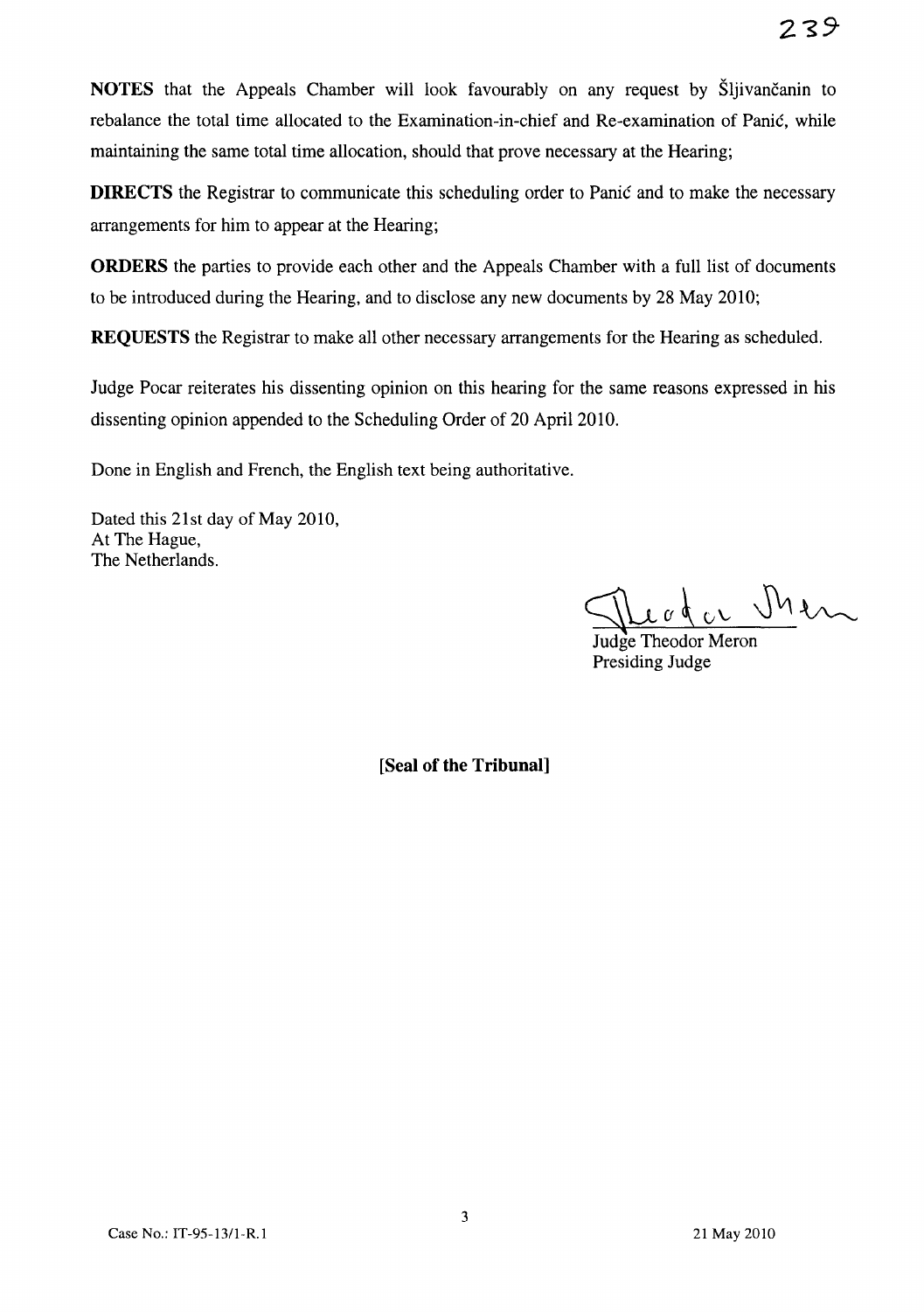**NOTES** that the Appeals Chamber will look favourably on any request by Šljivančanin to rebalance the total time allocated to the Examination-in-chief and Re-examination of Panić, while maintaining the same total time allocation, should that prove necessary at the Hearing;

**DIRECTS** the Registrar to communicate this scheduling order to Panić and to make the necessary arrangements for him to appear at the Hearing;

**ORDERS** the parties to provide each other and the Appeals Chamber with a full list of documents to be introduced during the Hearing, and to disclose any new documents by 28 May 2010;

**REQUESTS** the Registrar to make all other necessary arrangements for the Hearing as scheduled.

Judge Pocar reiterates his dissenting opinion on this hearing for the same reasons expressed in his dissenting opinion appended to the Scheduling Order of 20 April 2010.

Done in English and French, the English text being authoritative.

Dated this 21st day of May 2010,
At The Hague,
The Netherlands.

Judge Theodor Meron
Presiding Judge

**[Seal of the Tribunal]**